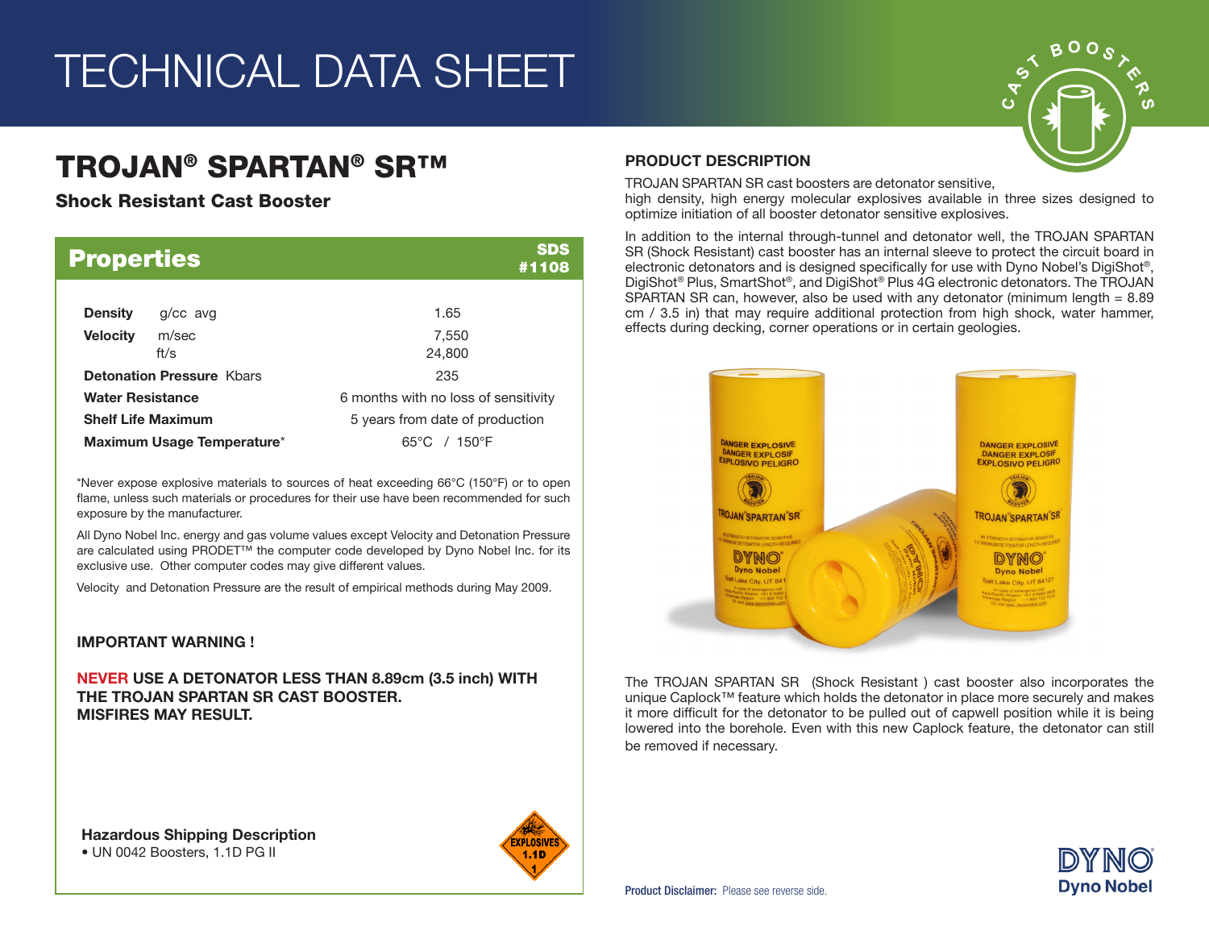# TECHNICAL DATA SHEET

## TROJAN® SPARTAN® SR™

**Shock Resistant Cast Booster**

### Properties

**SDS #1108**

| Property | Value |
|---|---|
| **Density** g/cc avg | 1.65 |
| **Velocity** m/sec | 7,550 |
| ft/s | 24,800 |
| **Detonation Pressure** Kbars | 235 |
| **Water Resistance** | 6 months with no loss of sensitivity |
| **Shelf Life Maximum** | 5 years from date of production |
| **Maximum Usage Temperature*** | 65°C / 150°F |

*Never expose explosive materials to sources of heat exceeding 66°C (150°F) or to open flame, unless such materials or procedures for their use have been recommended for such exposure by the manufacturer.

All Dyno Nobel Inc. energy and gas volume values except Velocity and Detonation Pressure are calculated using PRODET™ the computer code developed by Dyno Nobel Inc. for its exclusive use. Other computer codes may give different values.

Velocity and Detonation Pressure are the result of empirical methods during May 2009.

**IMPORTANT WARNING !**

**NEVER USE A DETONATOR LESS THAN 8.89cm (3.5 inch) WITH THE TROJAN SPARTAN SR CAST BOOSTER. MISFIRES MAY RESULT.**

**Hazardous Shipping Description**

- UN 0042 Boosters, 1.1D PG II

### PRODUCT DESCRIPTION

TROJAN SPARTAN SR cast boosters are detonator sensitive, high density, high energy molecular explosives available in three sizes designed to optimize initiation of all booster detonator sensitive explosives.

In addition to the internal through-tunnel and detonator well, the TROJAN SPARTAN SR (Shock Resistant) cast booster has an internal sleeve to protect the circuit board in electronic detonators and is designed specifically for use with Dyno Nobel's DigiShot®, DigiShot® Plus, SmartShot®, and DigiShot® Plus 4G electronic detonators. The TROJAN SPARTAN SR can, however, also be used with any detonator (minimum length = 8.89 cm / 3.5 in) that may require additional protection from high shock, water hammer, effects during decking, corner operations or in certain geologies.

The TROJAN SPARTAN SR (Shock Resistant ) cast booster also incorporates the unique Caplock™ feature which holds the detonator in place more securely and makes it more difficult for the detonator to be pulled out of capwell position while it is being lowered into the borehole. Even with this new Caplock feature, the detonator can still be removed if necessary.

**Product Disclaimer:** Please see reverse side.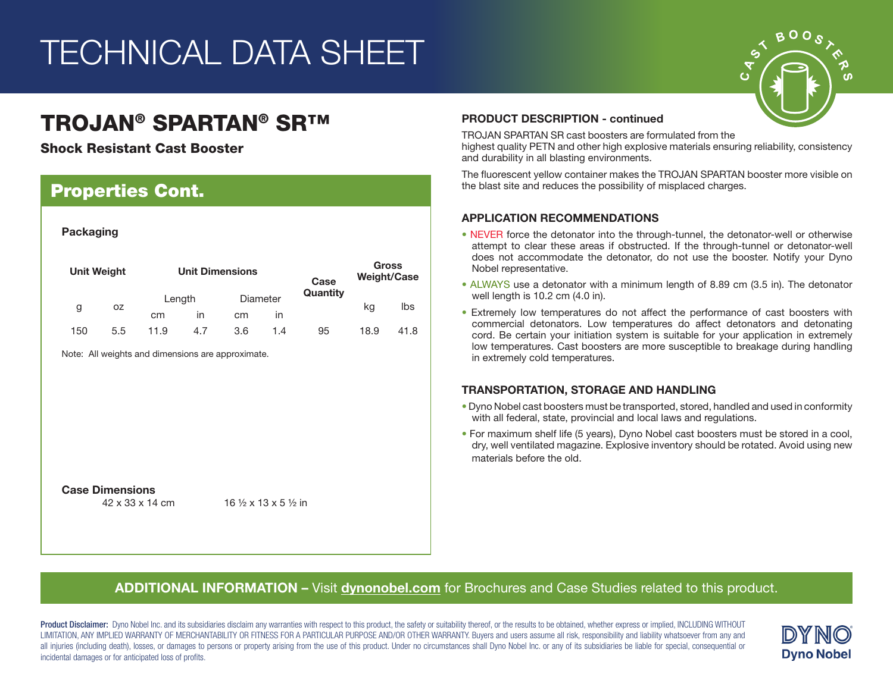# TECHNICAL DATA SHEET

## TROJAN® SPARTAN® SR™

**Shock Resistant Cast Booster**

## Properties Cont.

### Packaging

| Unit Weight | | Unit Dimensions | | | | Case Quantity | Gross Weight/Case | |
|---|---|---|---|---|---|---|---|---|
| | | Length | | Diameter | | | | |
| g | oz | cm | in | cm | in | | kg | lbs |
| 150 | 5.5 | 11.9 | 4.7 | 3.6 | 1.4 | 95 | 18.9 | 41.8 |

Note: All weights and dimensions are approximate.

### Case Dimensions

42 x 33 x 14 cm    16 ½ x 13 x 5 ½ in

### PRODUCT DESCRIPTION - continued

TROJAN SPARTAN SR cast boosters are formulated from the highest quality PETN and other high explosive materials ensuring reliability, consistency and durability in all blasting environments.

The fluorescent yellow container makes the TROJAN SPARTAN booster more visible on the blast site and reduces the possibility of misplaced charges.

### APPLICATION RECOMMENDATIONS

- NEVER force the detonator into the through-tunnel, the detonator-well or otherwise attempt to clear these areas if obstructed. If the through-tunnel or detonator-well does not accommodate the detonator, do not use the booster. Notify your Dyno Nobel representative.
- ALWAYS use a detonator with a minimum length of 8.89 cm (3.5 in). The detonator well length is 10.2 cm (4.0 in).
- Extremely low temperatures do not affect the performance of cast boosters with commercial detonators. Low temperatures do affect detonators and detonating cord. Be certain your initiation system is suitable for your application in extremely low temperatures. Cast boosters are more susceptible to breakage during handling in extremely cold temperatures.

### TRANSPORTATION, STORAGE AND HANDLING

- Dyno Nobel cast boosters must be transported, stored, handled and used in conformity with all federal, state, provincial and local laws and regulations.
- For maximum shelf life (5 years), Dyno Nobel cast boosters must be stored in a cool, dry, well ventilated magazine. Explosive inventory should be rotated. Avoid using new materials before the old.

**ADDITIONAL INFORMATION –** Visit **dynonobel.com** for Brochures and Case Studies related to this product.

**Product Disclaimer:** Dyno Nobel Inc. and its subsidiaries disclaim any warranties with respect to this product, the safety or suitability thereof, or the results to be obtained, whether express or implied, INCLUDING WITHOUT LIMITATION, ANY IMPLIED WARRANTY OF MERCHANTABILITY OR FITNESS FOR A PARTICULAR PURPOSE AND/OR OTHER WARRANTY. Buyers and users assume all risk, responsibility and liability whatsoever from any and all injuries (including death), losses, or damages to persons or property arising from the use of this product. Under no circumstances shall Dyno Nobel Inc. or any of its subsidiaries be liable for special, consequential or incidental damages or for anticipated loss of profits.